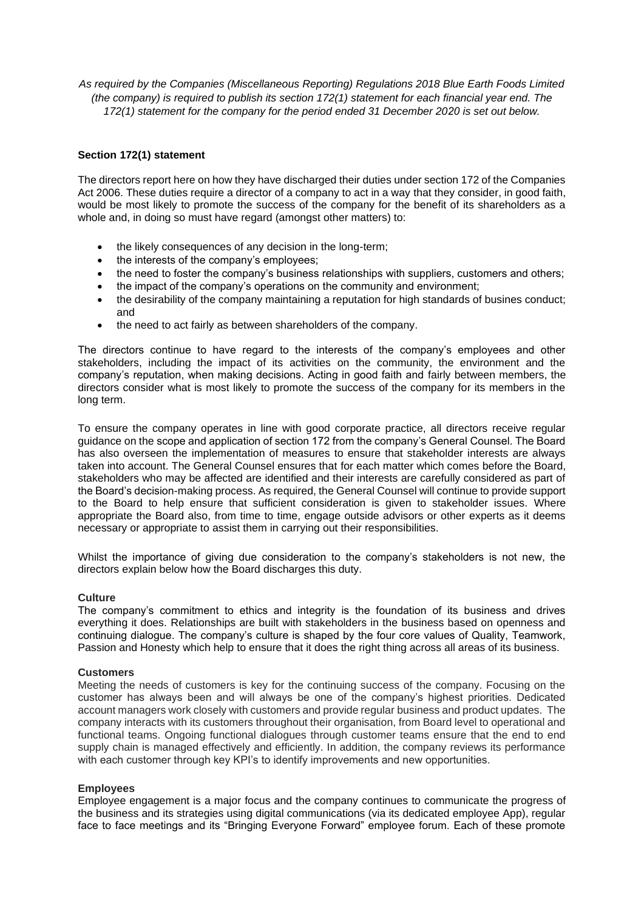*As required by the Companies (Miscellaneous Reporting) Regulations 2018 Blue Earth Foods Limited (the company) is required to publish its section 172(1) statement for each financial year end. The 172(1) statement for the company for the period ended 31 December 2020 is set out below.*

**Section 172(1) statement**

The directors report here on how they have discharged their duties under section 172 of the Companies Act 2006. These duties require a director of a company to act in a way that they consider, in good faith, would be most likely to promote the success of the company for the benefit of its shareholders as a whole and, in doing so must have regard (amongst other matters) to:

- the likely consequences of any decision in the long-term;
- the interests of the company's employees;
- the need to foster the company's business relationships with suppliers, customers and others;
- the impact of the company's operations on the community and environment;
- the desirability of the company maintaining a reputation for high standards of busines conduct; and
- the need to act fairly as between shareholders of the company.

The directors continue to have regard to the interests of the company's employees and other stakeholders, including the impact of its activities on the community, the environment and the company's reputation, when making decisions. Acting in good faith and fairly between members, the directors consider what is most likely to promote the success of the company for its members in the long term.

To ensure the company operates in line with good corporate practice, all directors receive regular guidance on the scope and application of section 172 from the company's General Counsel. The Board has also overseen the implementation of measures to ensure that stakeholder interests are always taken into account. The General Counsel ensures that for each matter which comes before the Board, stakeholders who may be affected are identified and their interests are carefully considered as part of the Board's decision-making process. As required, the General Counsel will continue to provide support to the Board to help ensure that sufficient consideration is given to stakeholder issues. Where appropriate the Board also, from time to time, engage outside advisors or other experts as it deems necessary or appropriate to assist them in carrying out their responsibilities.

Whilst the importance of giving due consideration to the company's stakeholders is not new, the directors explain below how the Board discharges this duty.

**Culture**

The company's commitment to ethics and integrity is the foundation of its business and drives everything it does. Relationships are built with stakeholders in the business based on openness and continuing dialogue. The company's culture is shaped by the four core values of Quality, Teamwork, Passion and Honesty which help to ensure that it does the right thing across all areas of its business.

**Customers**

Meeting the needs of customers is key for the continuing success of the company. Focusing on the customer has always been and will always be one of the company's highest priorities. Dedicated account managers work closely with customers and provide regular business and product updates. The company interacts with its customers throughout their organisation, from Board level to operational and functional teams. Ongoing functional dialogues through customer teams ensure that the end to end supply chain is managed effectively and efficiently. In addition, the company reviews its performance with each customer through key KPI's to identify improvements and new opportunities.

**Employees**

Employee engagement is a major focus and the company continues to communicate the progress of the business and its strategies using digital communications (via its dedicated employee App), regular face to face meetings and its "Bringing Everyone Forward" employee forum. Each of these promote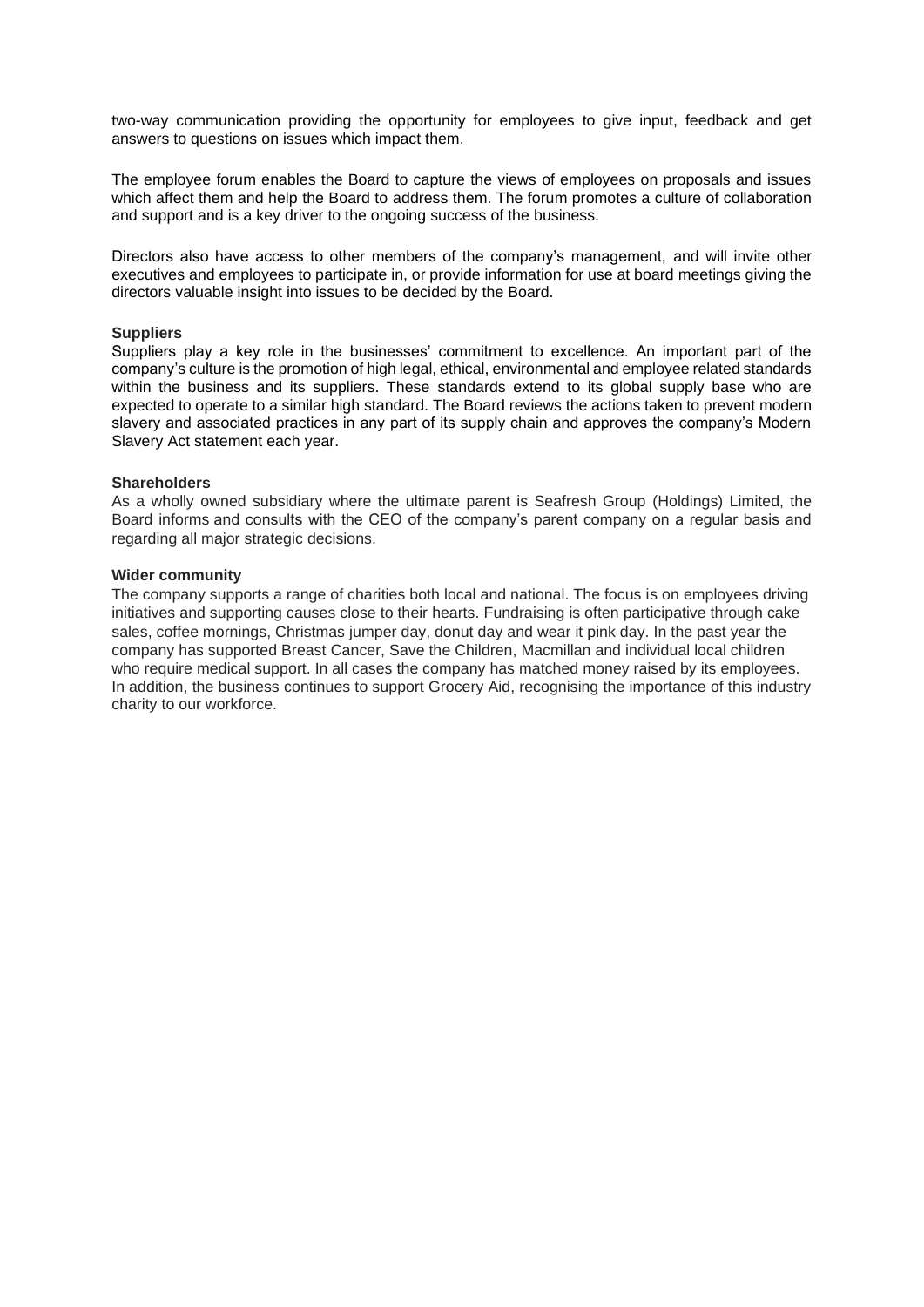two-way communication providing the opportunity for employees to give input, feedback and get answers to questions on issues which impact them.

The employee forum enables the Board to capture the views of employees on proposals and issues which affect them and help the Board to address them. The forum promotes a culture of collaboration and support and is a key driver to the ongoing success of the business.

Directors also have access to other members of the company's management, and will invite other executives and employees to participate in, or provide information for use at board meetings giving the directors valuable insight into issues to be decided by the Board.

**Suppliers**

Suppliers play a key role in the businesses' commitment to excellence. An important part of the company's culture is the promotion of high legal, ethical, environmental and employee related standards within the business and its suppliers. These standards extend to its global supply base who are expected to operate to a similar high standard. The Board reviews the actions taken to prevent modern slavery and associated practices in any part of its supply chain and approves the company's Modern Slavery Act statement each year.

**Shareholders**

As a wholly owned subsidiary where the ultimate parent is Seafresh Group (Holdings) Limited, the Board informs and consults with the CEO of the company's parent company on a regular basis and regarding all major strategic decisions.

**Wider community**

The company supports a range of charities both local and national. The focus is on employees driving initiatives and supporting causes close to their hearts. Fundraising is often participative through cake sales, coffee mornings, Christmas jumper day, donut day and wear it pink day. In the past year the company has supported Breast Cancer, Save the Children, Macmillan and individual local children who require medical support. In all cases the company has matched money raised by its employees. In addition, the business continues to support Grocery Aid, recognising the importance of this industry charity to our workforce.